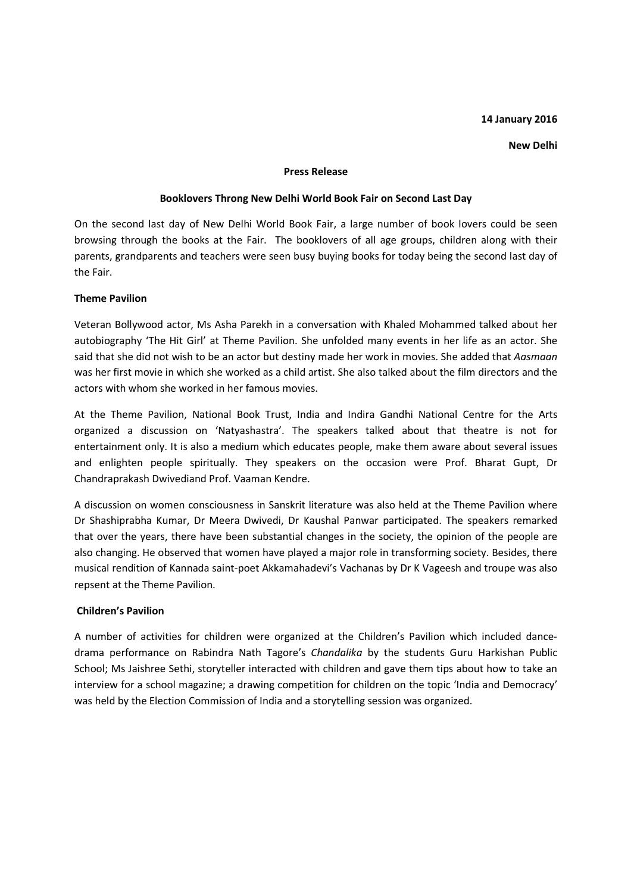**14 January 2016**

**New Delhi**

**Press Release**

**Booklovers Throng New Delhi World Book Fair on Second Last Day**

On the second last day of New Delhi World Book Fair, a large number of book lovers could be seen browsing through the books at the Fair. The booklovers of all age groups, children along with their parents, grandparents and teachers were seen busy buying books for today being the second last day of the Fair.

**Theme Pavilion**

Veteran Bollywood actor, Ms Asha Parekh in a conversation with Khaled Mohammed talked about her autobiography 'The Hit Girl' at Theme Pavilion. She unfolded many events in her life as an actor. She said that she did not wish to be an actor but destiny made her work in movies. She added that *Aasmaan* was her first movie in which she worked as a child artist. She also talked about the film directors and the actors with whom she worked in her famous movies.

At the Theme Pavilion, National Book Trust, India and Indira Gandhi National Centre for the Arts organized a discussion on 'Natyashastra'. The speakers talked about that theatre is not for entertainment only. It is also a medium which educates people, make them aware about several issues and enlighten people spiritually. They speakers on the occasion were Prof. Bharat Gupt, Dr Chandraprakash Dwivediand Prof. Vaaman Kendre.

A discussion on women consciousness in Sanskrit literature was also held at the Theme Pavilion where Dr Shashiprabha Kumar, Dr Meera Dwivedi, Dr Kaushal Panwar participated. The speakers remarked that over the years, there have been substantial changes in the society, the opinion of the people are also changing. He observed that women have played a major role in transforming society. Besides, there musical rendition of Kannada saint-poet Akkamahadevi's Vachanas by Dr K Vageesh and troupe was also repsent at the Theme Pavilion.

**Children's Pavilion**

A number of activities for children were organized at the Children's Pavilion which included dance-drama performance on Rabindra Nath Tagore's *Chandalika* by the students Guru Harkishan Public School; Ms Jaishree Sethi, storyteller interacted with children and gave them tips about how to take an interview for a school magazine; a drawing competition for children on the topic 'India and Democracy' was held by the Election Commission of India and a storytelling session was organized.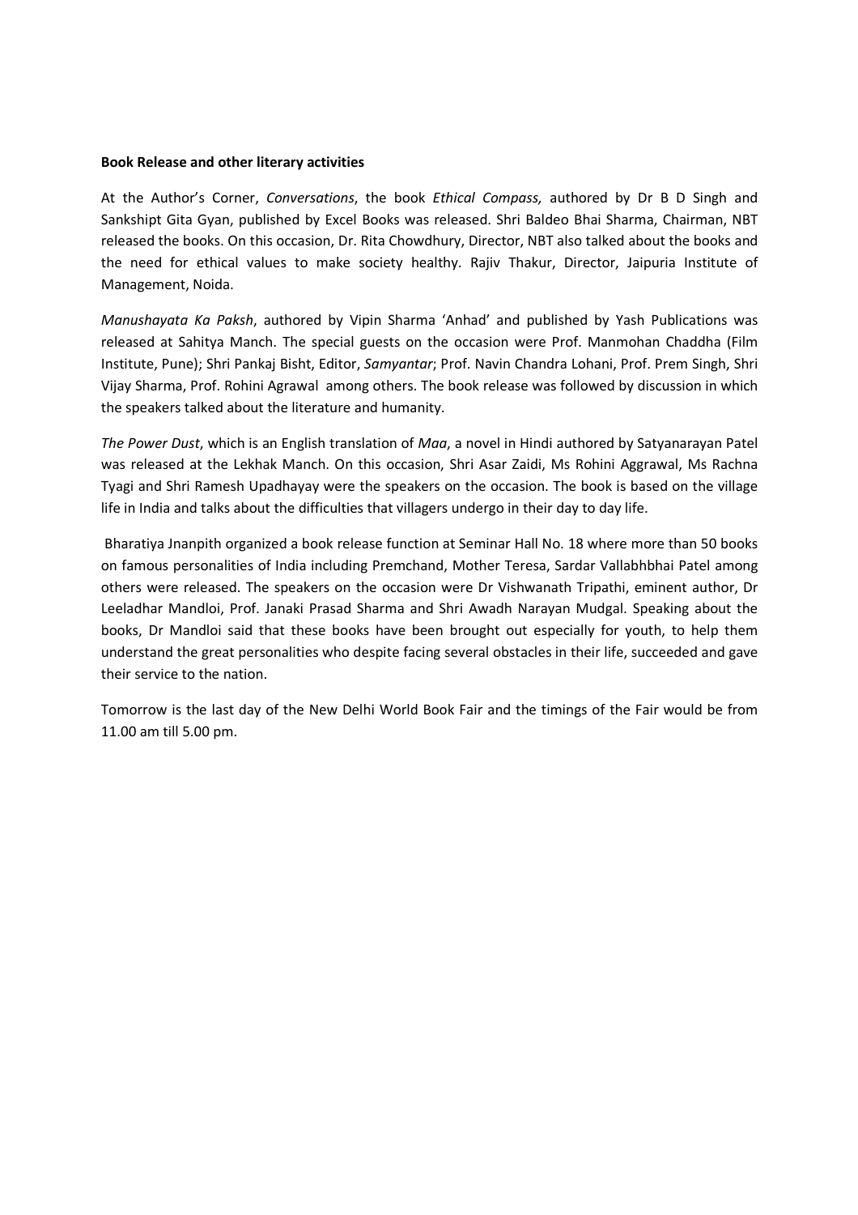**Book Release and other literary activities**

At the Author's Corner, *Conversations*, the book *Ethical Compass,* authored by Dr B D Singh and Sankshipt Gita Gyan, published by Excel Books was released. Shri Baldeo Bhai Sharma, Chairman, NBT released the books. On this occasion, Dr. Rita Chowdhury, Director, NBT also talked about the books and the need for ethical values to make society healthy. Rajiv Thakur, Director, Jaipuria Institute of Management, Noida.

*Manushayata Ka Paksh*, authored by Vipin Sharma 'Anhad' and published by Yash Publications was released at Sahitya Manch. The special guests on the occasion were Prof. Manmohan Chaddha (Film Institute, Pune); Shri Pankaj Bisht, Editor, *Samyantar*; Prof. Navin Chandra Lohani, Prof. Prem Singh, Shri Vijay Sharma, Prof. Rohini Agrawal among others. The book release was followed by discussion in which the speakers talked about the literature and humanity.

*The Power Dust*, which is an English translation of *Maa*, a novel in Hindi authored by Satyanarayan Patel was released at the Lekhak Manch. On this occasion, Shri Asar Zaidi, Ms Rohini Aggrawal, Ms Rachna Tyagi and Shri Ramesh Upadhayay were the speakers on the occasion. The book is based on the village life in India and talks about the difficulties that villagers undergo in their day to day life.

Bharatiya Jnanpith organized a book release function at Seminar Hall No. 18 where more than 50 books on famous personalities of India including Premchand, Mother Teresa, Sardar Vallabhbhai Patel among others were released. The speakers on the occasion were Dr Vishwanath Tripathi, eminent author, Dr Leeladhar Mandloi, Prof. Janaki Prasad Sharma and Shri Awadh Narayan Mudgal. Speaking about the books, Dr Mandloi said that these books have been brought out especially for youth, to help them understand the great personalities who despite facing several obstacles in their life, succeeded and gave their service to the nation.

Tomorrow is the last day of the New Delhi World Book Fair and the timings of the Fair would be from 11.00 am till 5.00 pm.